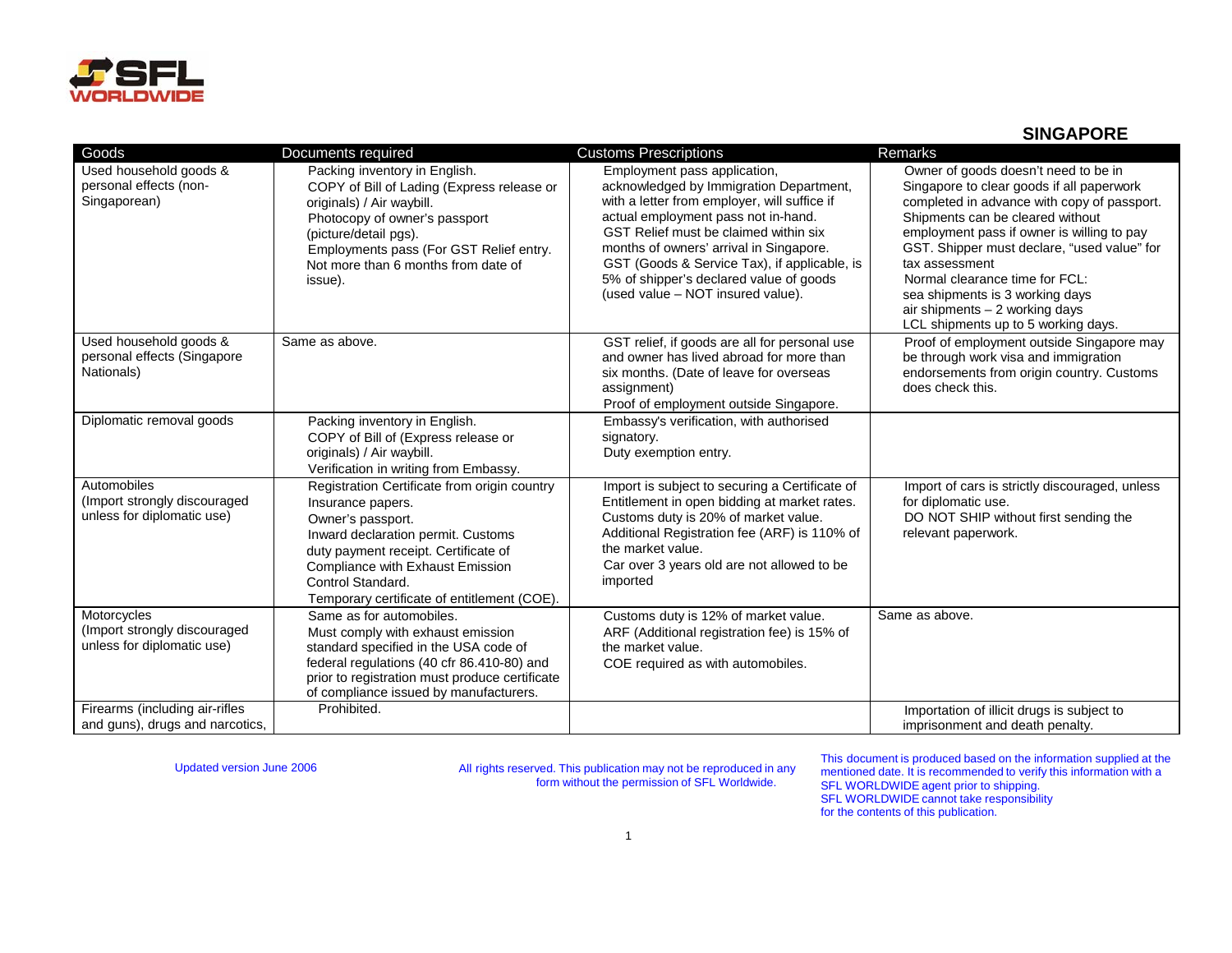## SINGAPORE

| Goods | Documents required | Customs Prescriptions | Remarks |
| --- | --- | --- | --- |
| Used household goods & personal effects (non-Singaporean) | Packing inventory in English.<br>COPY of Bill of Lading (Express release or originals) / Air waybill.<br>Photocopy of owner's passport (picture/detail pgs).<br>Employments pass (For GST Relief entry. Not more than 6 months from date of issue). | Employment pass application, acknowledged by Immigration Department, with a letter from employer, will suffice if actual employment pass not in-hand.<br>GST Relief must be claimed within six months of owners' arrival in Singapore.<br>GST (Goods & Service Tax), if applicable, is 5% of shipper's declared value of goods (used value – NOT insured value). | Owner of goods doesn't need to be in Singapore to clear goods if all paperwork completed in advance with copy of passport. Shipments can be cleared without employment pass if owner is willing to pay GST. Shipper must declare, "used value" for tax assessment<br>Normal clearance time for FCL:<br>sea shipments is 3 working days<br>air shipments – 2 working days<br>LCL shipments up to 5 working days. |
| Used household goods & personal effects (Singapore Nationals) | Same as above. | GST relief, if goods are all for personal use and owner has lived abroad for more than six months. (Date of leave for overseas assignment)<br>Proof of employment outside Singapore. | Proof of employment outside Singapore may be through work visa and immigration endorsements from origin country. Customs does check this. |
| Diplomatic removal goods | Packing inventory in English.<br>COPY of Bill of (Express release or originals) / Air waybill.<br>Verification in writing from Embassy. | Embassy's verification, with authorised signatory.<br>Duty exemption entry. | |
| Automobiles (Import strongly discouraged unless for diplomatic use) | Registration Certificate from origin country<br>Insurance papers.<br>Owner's passport.<br>Inward declaration permit. Customs duty payment receipt. Certificate of Compliance with Exhaust Emission Control Standard.<br>Temporary certificate of entitlement (COE). | Import is subject to securing a Certificate of Entitlement in open bidding at market rates.<br>Customs duty is 20% of market value.<br>Additional Registration fee (ARF) is 110% of the market value.<br>Car over 3 years old are not allowed to be imported | Import of cars is strictly discouraged, unless for diplomatic use.<br>DO NOT SHIP without first sending the relevant paperwork. |
| Motorcycles (Import strongly discouraged unless for diplomatic use) | Same as for automobiles.<br>Must comply with exhaust emission standard specified in the USA code of federal regulations (40 cfr 86.410-80) and prior to registration must produce certificate of compliance issued by manufacturers. | Customs duty is 12% of market value.<br>ARF (Additional registration fee) is 15% of the market value.<br>COE required as with automobiles. | Same as above. |
| Firearms (including air-rifles and guns), drugs and narcotics, | Prohibited. | | Importation of illicit drugs is subject to imprisonment and death penalty. |

Updated version June 2006

All rights reserved. This publication may not be reproduced in any form without the permission of SFL Worldwide.

This document is produced based on the information supplied at the mentioned date. It is recommended to verify this information with a SFL WORLDWIDE agent prior to shipping. SFL WORLDWIDE cannot take responsibility for the contents of this publication.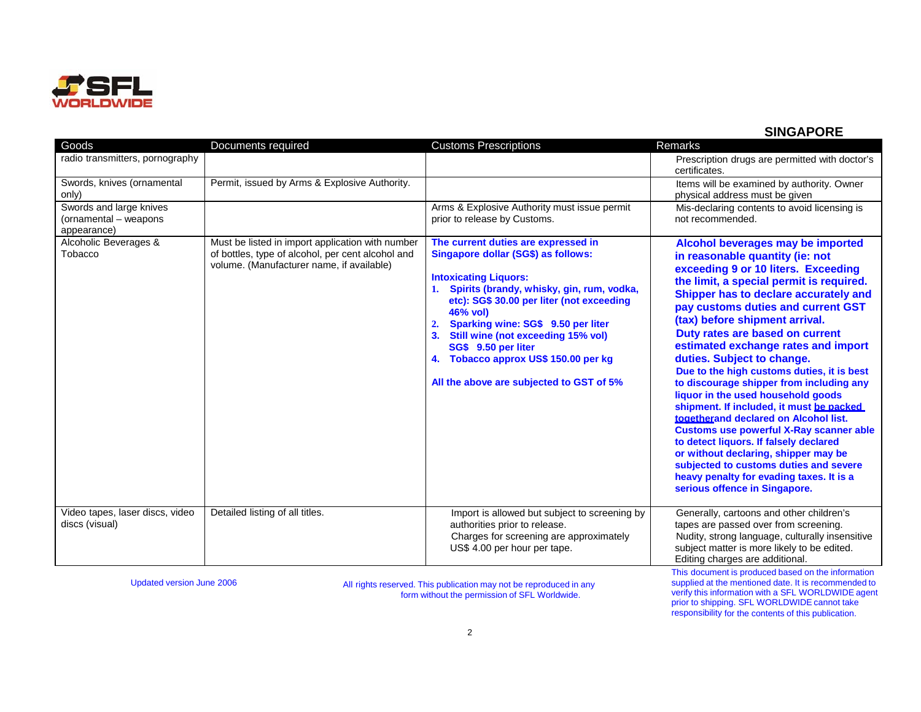## SINGAPORE

| Goods | Documents required | Customs Prescriptions | Remarks |
|---|---|---|---|
| radio transmitters, pornography | | | Prescription drugs are permitted with doctor's certificates. |
| Swords, knives (ornamental only) | Permit, issued by Arms & Explosive Authority. | | Items will be examined by authority. Owner physical address must be given |
| Swords and large knives (ornamental – weapons appearance) | | Arms & Explosive Authority must issue permit prior to release by Customs. | Mis-declaring contents to avoid licensing is not recommended. |
| Alcoholic Beverages & Tobacco | Must be listed in import application with number of bottles, type of alcohol, per cent alcohol and volume. (Manufacturer name, if available) | **The current duties are expressed in Singapore dollar (SG$) as follows:**<br><br>**Intoxicating Liquors:**<br>**1. Spirits (brandy, whisky, gin, rum, vodka, etc): SG$ 30.00 per liter (not exceeding 46% vol)**<br>**2. Sparking wine: SG$ 9.50 per liter**<br>**3. Still wine (not exceeding 15% vol) SG$ 9.50 per liter**<br>**4. Tobacco approx US$ 150.00 per kg**<br><br>**All the above are subjected to GST of 5%** | **Alcohol beverages may be imported in reasonable quantity (ie: not exceeding 9 or 10 liters. Exceeding the limit, a special permit is required. Shipper has to declare accurately and pay customs duties and current GST (tax) before shipment arrival.**<br>**Duty rates are based on current estimated exchange rates and import duties. Subject to change.**<br>**Due to the high customs duties, it is best to discourage shipper from including any liquor in the used household goods shipment. If included, it must be packed togetherand declared on Alcohol list. Customs use powerful X-Ray scanner able to detect liquors. If falsely declared or without declaring, shipper may be subjected to customs duties and severe heavy penalty for evading taxes. It is a serious offence in Singapore.** |
| Video tapes, laser discs, video discs (visual) | Detailed listing of all titles. | Import is allowed but subject to screening by authorities prior to release.<br>Charges for screening are approximately US$ 4.00 per hour per tape. | Generally, cartoons and other children's tapes are passed over from screening.<br>Nudity, strong language, culturally insensitive subject matter is more likely to be edited.<br>Editing charges are additional. |

Updated version June 2006

All rights reserved. This publication may not be reproduced in any form without the permission of SFL Worldwide.

This document is produced based on the information supplied at the mentioned date. It is recommended to verify this information with a SFL WORLDWIDE agent prior to shipping. SFL WORLDWIDE cannot take responsibility for the contents of this publication.